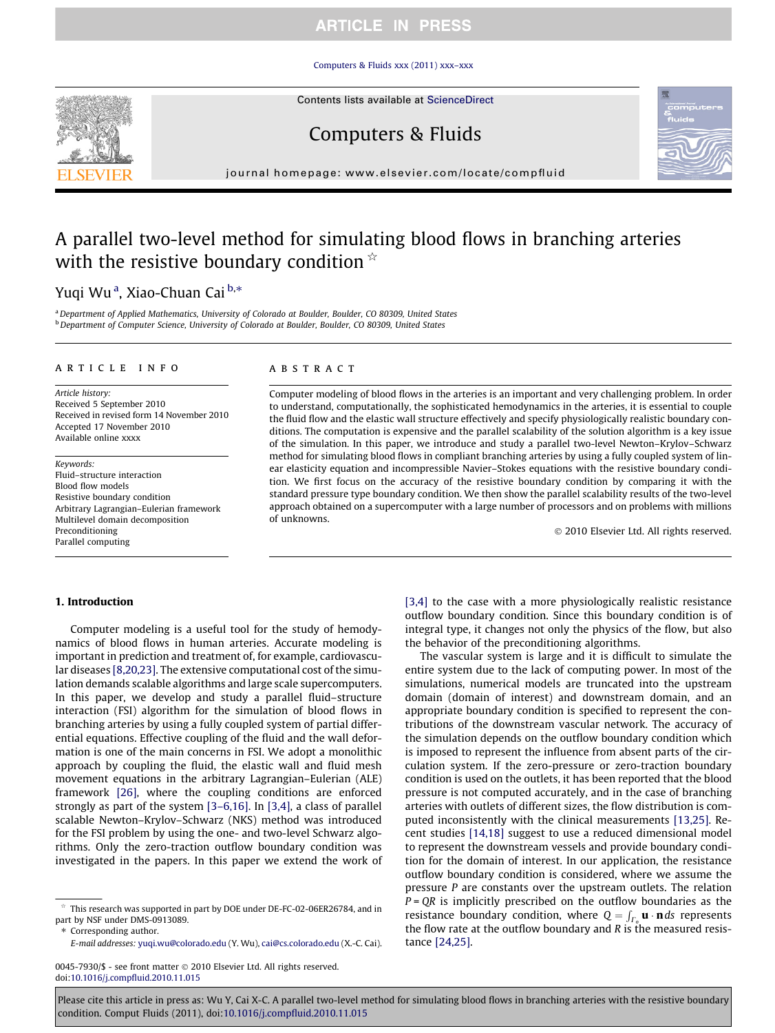# A parallel two-level method for simulating blood flows in branching arteries with the resistive boundary condition ☆

Yuqi Wu [a], Xiao-Chuan Cai [b,*]

[a] Department of Applied Mathematics, University of Colorado at Boulder, Boulder, CO 80309, United States

[b] Department of Computer Science, University of Colorado at Boulder, Boulder, CO 80309, United States

## ARTICLE INFO

*Article history:*
Received 5 September 2010
Received in revised form 14 November 2010
Accepted 17 November 2010
Available online xxxx

*Keywords:*
Fluid–structure interaction
Blood flow models
Resistive boundary condition
Arbitrary Lagrangian–Eulerian framework
Multilevel domain decomposition
Preconditioning
Parallel computing

## ABSTRACT

Computer modeling of blood flows in the arteries is an important and very challenging problem. In order to understand, computationally, the sophisticated hemodynamics in the arteries, it is essential to couple the fluid flow and the elastic wall structure effectively and specify physiologically realistic boundary conditions. The computation is expensive and the parallel scalability of the solution algorithm is a key issue of the simulation. In this paper, we introduce and study a parallel two-level Newton–Krylov–Schwarz method for simulating blood flows in compliant branching arteries by using a fully coupled system of linear elasticity equation and incompressible Navier–Stokes equations with the resistive boundary condition. We first focus on the accuracy of the resistive boundary condition by comparing it with the standard pressure type boundary condition. We then show the parallel scalability results of the two-level approach obtained on a supercomputer with a large number of processors and on problems with millions of unknowns.

© 2010 Elsevier Ltd. All rights reserved.

## 1. Introduction

Computer modeling is a useful tool for the study of hemodynamics of blood flows in human arteries. Accurate modeling is important in prediction and treatment of, for example, cardiovascular diseases [8,20,23]. The extensive computational cost of the simulation demands scalable algorithms and large scale supercomputers. In this paper, we develop and study a parallel blood fluid–structure interaction (FSI) algorithm for the simulation of blood flows in branching arteries by using a fully coupled system of partial differential equations. Effective coupling of the fluid and the wall deformation is one of the main concerns in FSI. We adopt a monolithic approach by coupling the fluid, the elastic wall and fluid mesh movement equations in the arbitrary Lagrangian–Eulerian (ALE) framework [26], where the coupling conditions are enforced strongly as part of the system [3–6,16]. In [3,4], a class of parallel scalable Newton–Krylov–Schwarz (NKS) method was introduced for the FSI problem by using the one- and two-level Schwarz algorithms. Only the zero-traction outflow boundary condition was investigated in the papers. In this paper we extend the work of [3,4] to the case with a more physiologically realistic resistance outflow boundary condition. Since this boundary condition is of integral type, it changes not only the physics of the flow, but also the behavior of the preconditioning algorithms.

The vascular system is large and it is difficult to simulate the entire system due to the lack of computing power. In most of the simulations, numerical models are truncated into the upstream domain (domain of interest) and downstream domain, and an appropriate boundary condition is specified to represent the contributions of the downstream vascular network. The accuracy of the simulation depends on the outflow boundary condition which is imposed to represent the influence from absent parts of the circulation system. If the zero-pressure or zero-traction boundary condition is used on the outlets, it has been reported that the blood pressure is not computed accurately, and in the case of branching arteries with outlets of different sizes, the flow distribution is computed inconsistently with the clinical measurements [13,25]. Recent studies [14,18] suggest to use a reduced dimensional model to represent the downstream vessels and provide boundary condition for the domain of interest. In our application, the resistance outflow boundary condition is considered, where we assume the pressure $P$ are constants over the upstream outlets. The relation $P = QR$ is implicitly prescribed on the outflow boundaries as the resistance boundary condition, where $Q = \int_{\Gamma_o} \mathbf{u} \cdot \mathbf{n}\, ds$ represents the flow rate at the outflow boundary and $R$ is the measured resistance [24,25].

---

☆ This research was supported in part by DOE under DE-FC-02-06ER26784, and in part by NSF under DMS-0913089.

\* Corresponding author.

*E-mail addresses:* yuqi.wu@colorado.edu (Y. Wu), cai@cs.colorado.edu (X.-C. Cai).

0045-7930/$ - see front matter © 2010 Elsevier Ltd. All rights reserved.
doi:10.1016/j.compfluid.2010.11.015

Please cite this article in press as: Wu Y, Cai X-C. A parallel two-level method for simulating blood flows in branching arteries with the resistive boundary condition. Comput Fluids (2011), doi:10.1016/j.compfluid.2010.11.015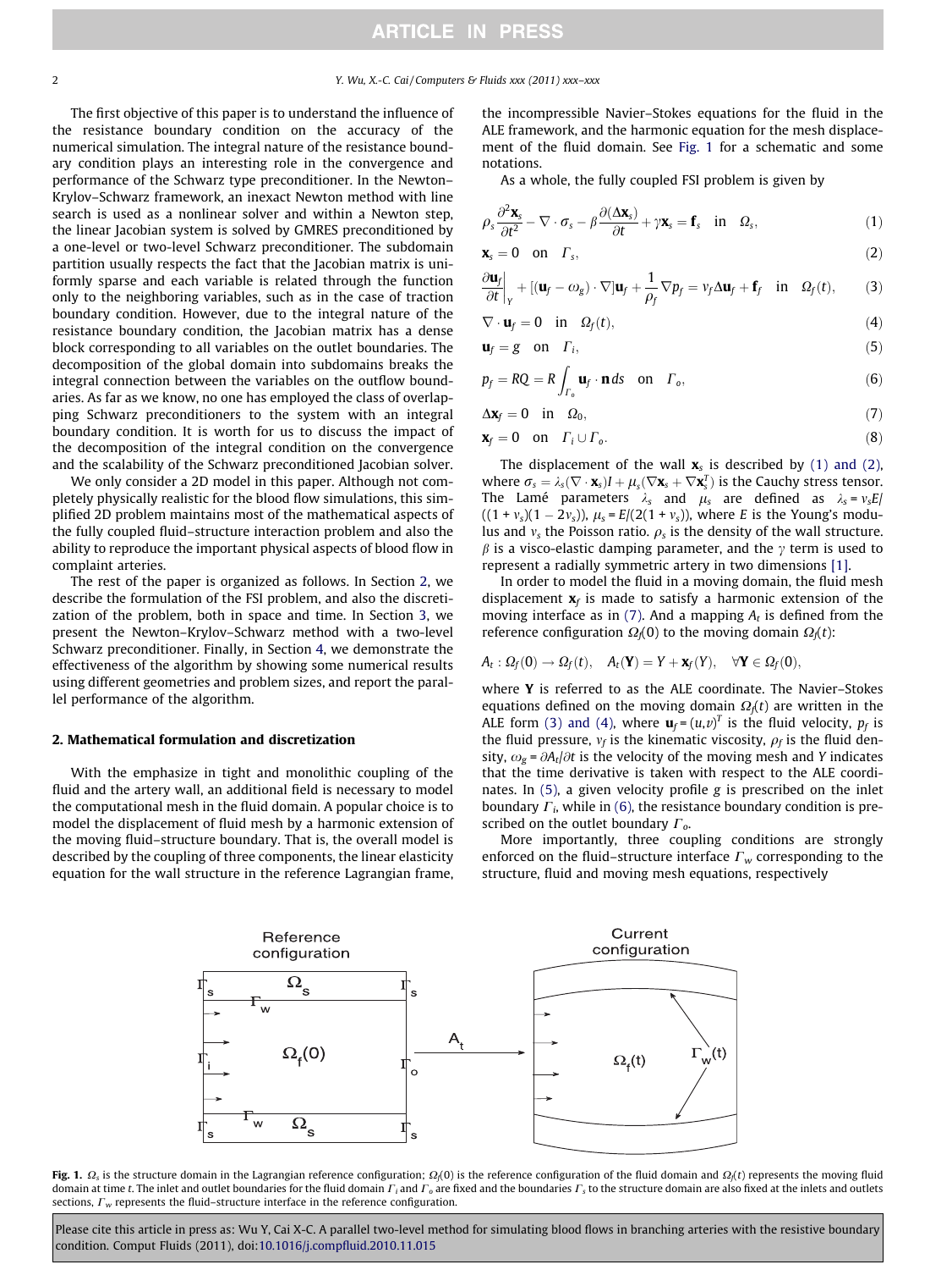The first objective of this paper is to understand the influence of the resistance boundary condition on the accuracy of the numerical simulation. The integral nature of the resistance boundary condition plays an interesting role in the convergence and performance of the Schwarz type preconditioner. In the Newton–Krylov–Schwarz framework, an inexact Newton method with line search is used as a nonlinear solver and within a Newton step, the linear Jacobian system is solved by GMRES preconditioned by a one-level or two-level Schwarz preconditioner. The subdomain partition usually respects the fact that the Jacobian matrix is uniformly sparse and each variable is related through the function only to the neighboring variables, such as in the case of traction boundary condition. However, due to the integral nature of the resistance boundary condition, the Jacobian matrix has a dense block corresponding to all variables on the outlet boundaries. The decomposition of the global domain into subdomains breaks the integral connection between the variables on the outflow boundaries. As far as we know, no one has employed the class of overlapping Schwarz preconditioners to the system with an integral boundary condition. It is worth for us to discuss the impact of the decomposition of the integral condition on the convergence and the scalability of the Schwarz preconditioned Jacobian solver.

We only consider a 2D model in this paper. Although not completely physically realistic for the blood flow simulations, this simplified 2D problem maintains most of the mathematical aspects of the fully coupled fluid–structure interaction problem and also the ability to reproduce the important physical aspects of blood flow in complaint arteries.

The rest of the paper is organized as follows. In Section 2, we describe the formulation of the FSI problem, and also the discretization of the problem, both in space and time. In Section 3, we present the Newton–Krylov–Schwarz method with a two-level Schwarz preconditioner. Finally, in Section 4, we demonstrate the effectiveness of the algorithm by showing some numerical results using different geometries and problem sizes, and report the parallel performance of the algorithm.

## 2. Mathematical formulation and discretization

With the emphasize in tight and monolithic coupling of the fluid and the artery wall, an additional field is necessary to model the computational mesh in the fluid domain. A popular choice is to model the displacement of fluid mesh by a harmonic extension of the moving fluid–structure boundary. That is, the overall model is described by the coupling of three components, the linear elasticity equation for the wall structure in the reference Lagrangian frame, the incompressible Navier–Stokes equations for the fluid in the ALE framework, and the harmonic equation for the mesh displacement of the fluid domain. See Fig. 1 for a schematic and some notations.

As a whole, the fully coupled FSI problem is given by

$$\rho_s \frac{\partial^2 \mathbf{x}_s}{\partial t^2} - \nabla \cdot \sigma_s - \beta \frac{\partial(\Delta \mathbf{x}_s)}{\partial t} + \gamma \mathbf{x}_s = \mathbf{f}_s \quad \text{in} \quad \Omega_s, \tag{1}$$

$$\mathbf{x}_s = 0 \quad \text{on} \quad \Gamma_s, \tag{2}$$

$$\left.\frac{\partial \mathbf{u}_f}{\partial t}\right|_Y + [(\mathbf{u}_f - \omega_g)\cdot\nabla]\mathbf{u}_f + \frac{1}{\rho_f}\nabla p_f = \nu_f \Delta \mathbf{u}_f + \mathbf{f}_f \quad \text{in} \quad \Omega_f(t), \tag{3}$$

$$\nabla \cdot \mathbf{u}_f = 0 \quad \text{in} \quad \Omega_f(t), \tag{4}$$

$$\mathbf{u}_f = g \quad \text{on} \quad \Gamma_i, \tag{5}$$

$$p_f = RQ = R\int_{\Gamma_o} \mathbf{u}_f \cdot \mathbf{n}\, ds \quad \text{on} \quad \Gamma_o, \tag{6}$$

$$\Delta \mathbf{x}_f = 0 \quad \text{in} \quad \Omega_0, \tag{7}$$

$$\mathbf{x}_f = 0 \quad \text{on} \quad \Gamma_i \cup \Gamma_o. \tag{8}$$

The displacement of the wall $\mathbf{x}_s$ is described by (1) and (2), where $\sigma_s = \lambda_s(\nabla \cdot \mathbf{x}_s)I + \mu_s(\nabla \mathbf{x}_s + \nabla \mathbf{x}_s^T)$ is the Cauchy stress tensor. The Lamé parameters $\lambda_s$ and $\mu_s$ are defined as $\lambda_s = \nu_s E/((1+\nu_s)(1-2\nu_s))$, $\mu_s = E/(2(1+\nu_s))$, where $E$ is the Young's modulus and $\nu_s$ the Poisson ratio. $\rho_s$ is the density of the wall structure. $\beta$ is a visco-elastic damping parameter, and the $\gamma$ term is used to represent a radially symmetric artery in two dimensions [1].

In order to model the fluid in a moving domain, the fluid mesh displacement $\mathbf{x}_f$ is made to satisfy a harmonic extension of the moving interface as in (7). And a mapping $A_t$ is defined from the reference configuration $\Omega_f(0)$ to the moving domain $\Omega_f(t)$:

$$A_t : \Omega_f(0) \to \Omega_f(t), \quad A_t(\mathbf{Y}) = Y + \mathbf{x}_f(Y), \quad \forall \mathbf{Y} \in \Omega_f(0),$$

where $\mathbf{Y}$ is referred to as the ALE coordinate. The Navier–Stokes equations defined on the moving domain $\Omega_f(t)$ are written in the ALE form (3) and (4), where $\mathbf{u}_f = (u,v)^T$ is the fluid velocity, $p_f$ is the fluid pressure, $\nu_f$ is the kinematic viscosity, $\rho_f$ is the fluid density, $\omega_g = \partial A_t/\partial t$ is the velocity of the moving mesh and $Y$ indicates that the time derivative is taken with respect to the ALE coordinates. In (5), a given velocity profile $g$ is prescribed on the inlet boundary $\Gamma_i$, while in (6), the resistance boundary condition is prescribed on the outlet boundary $\Gamma_o$.

More importantly, three coupling conditions are strongly enforced on the fluid–structure interface $\Gamma_w$ corresponding to the structure, fluid and moving mesh equations, respectively

**Fig. 1.** $\Omega_s$ is the structure domain in the Lagrangian reference configuration; $\Omega_f(0)$ is the reference configuration of the fluid domain and $\Omega_f(t)$ represents the moving fluid domain at time $t$. The inlet and outlet boundaries for the fluid domain $\Gamma_i$ and $\Gamma_o$ are fixed and the boundaries $\Gamma_s$ to the structure domain are also fixed at the inlets and outlets sections, $\Gamma_w$ represents the fluid–structure interface in the reference configuration.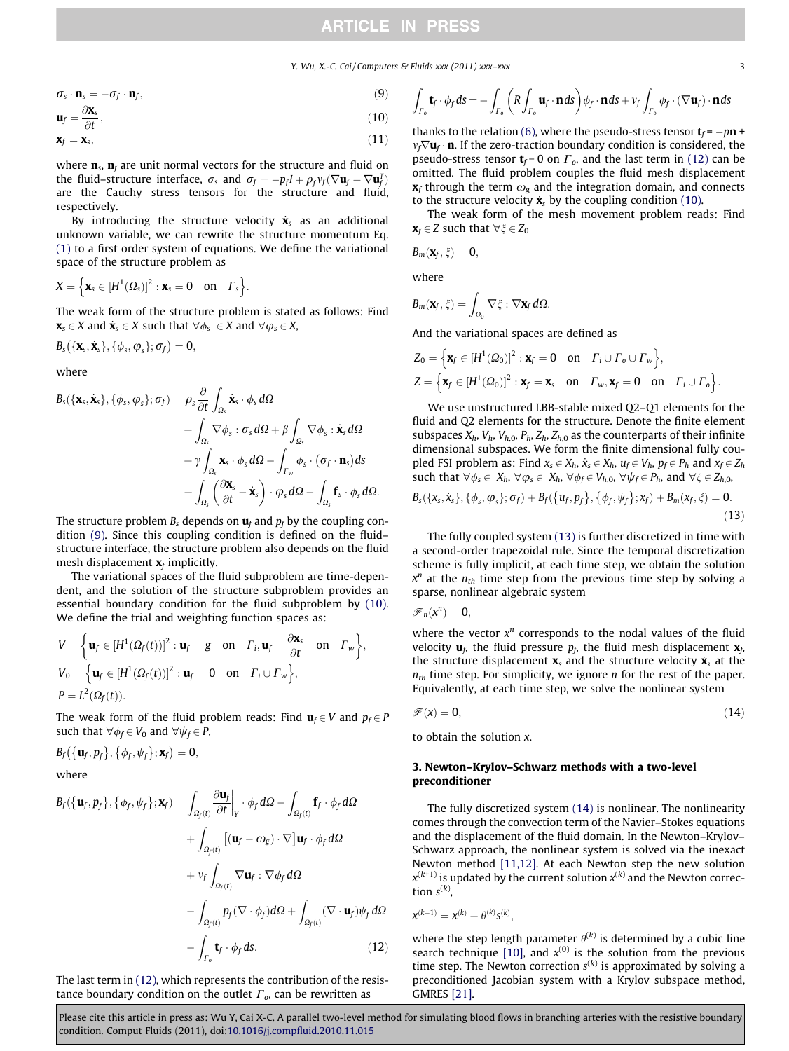$$\sigma_s \cdot \mathbf{n}_s = -\sigma_f \cdot \mathbf{n}_f, \tag{9}$$

$$\mathbf{u}_f = \frac{\partial \mathbf{x}_s}{\partial t}, \tag{10}$$

$$\mathbf{x}_f = \mathbf{x}_s, \tag{11}$$

where $\mathbf{n}_s$, $\mathbf{n}_f$ are unit normal vectors for the structure and fluid on the fluid–structure interface, $\sigma_s$ and $\sigma_f = -p_f I + \rho_f \nu_f (\nabla \mathbf{u}_f + \nabla \mathbf{u}_f^T)$ are the Cauchy stress tensors for the structure and fluid, respectively.

By introducing the structure velocity $\dot{\mathbf{x}}_s$ as an additional unknown variable, we can rewrite the structure momentum Eq. (1) to a first order system of equations. We define the variational space of the structure problem as

$$X = \left\{ \mathbf{x}_s \in [H^1(\Omega_s)]^2 : \mathbf{x}_s = 0 \quad \text{on} \quad \Gamma_s \right\}.$$

The weak form of the structure problem is stated as follows: Find $\mathbf{x}_s \in X$ and $\dot{\mathbf{x}}_s \in X$ such that $\forall \phi_s \in X$ and $\forall \varphi_s \in X$,

$$B_s(\{\mathbf{x}_s, \dot{\mathbf{x}}_s\}, \{\phi_s, \varphi_s\}; \sigma_f) = 0,$$

where

$$\begin{aligned}
B_s(\{\mathbf{x}_s, \dot{\mathbf{x}}_s\}, \{\phi_s, \varphi_s\}; \sigma_f) &= \rho_s \frac{\partial}{\partial t} \int_{\Omega_s} \dot{\mathbf{x}}_s \cdot \phi_s \, d\Omega \\
&\quad + \int_{\Omega_s} \nabla \phi_s : \sigma_s \, d\Omega + \beta \int_{\Omega_s} \nabla \phi_s : \dot{\mathbf{x}}_s \, d\Omega \\
&\quad + \gamma \int_{\Omega_s} \mathbf{x}_s \cdot \phi_s \, d\Omega - \int_{\Gamma_w} \phi_s \cdot (\sigma_f \cdot \mathbf{n}_s) ds \\
&\quad + \int_{\Omega_s} \left( \frac{\partial \mathbf{x}_s}{\partial t} - \dot{\mathbf{x}}_s \right) \cdot \varphi_s \, d\Omega - \int_{\Omega_s} \mathbf{f}_s \cdot \phi_s \, d\Omega.
\end{aligned}$$

The structure problem $B_s$ depends on $\mathbf{u}_f$ and $p_f$ by the coupling condition (9). Since this coupling condition is defined on the fluid–structure interface, the structure problem also depends on the fluid mesh displacement $\mathbf{x}_f$ implicitly.

The variational spaces of the fluid subproblem are time-dependent, and the solution of the structure subproblem provides an essential boundary condition for the fluid subproblem by (10). We define the trial and weighting function spaces as:

$$V = \left\{ \mathbf{u}_f \in [H^1(\Omega_f(t))]^2 : \mathbf{u}_f = g \quad \text{on} \quad \Gamma_i, \mathbf{u}_f = \frac{\partial \mathbf{x}_s}{\partial t} \quad \text{on} \quad \Gamma_w \right\},$$

$$V_0 = \left\{ \mathbf{u}_f \in [H^1(\Omega_f(t))]^2 : \mathbf{u}_f = 0 \quad \text{on} \quad \Gamma_i \cup \Gamma_w \right\},$$

$$P = L^2(\Omega_f(t)).$$

The weak form of the fluid problem reads: Find $\mathbf{u}_f \in V$ and $p_f \in P$ such that $\forall \phi_f \in V_0$ and $\forall \psi_f \in P$,

$$B_f(\{\mathbf{u}_f, p_f\}, \{\phi_f, \psi_f\}; \mathbf{x}_f) = 0,$$

where

$$\begin{aligned}
B_f(\{\mathbf{u}_f, p_f\}, \{\phi_f, \psi_f\}; \mathbf{x}_f) &= \int_{\Omega_f(t)} \frac{\partial \mathbf{u}_f}{\partial t}\bigg|_Y \cdot \phi_f \, d\Omega - \int_{\Omega_f(t)} \mathbf{f}_f \cdot \phi_f \, d\Omega \\
&\quad + \int_{\Omega_f(t)} [(\mathbf{u}_f - \omega_g) \cdot \nabla] \mathbf{u}_f \cdot \phi_f \, d\Omega \\
&\quad + \nu_f \int_{\Omega_f(t)} \nabla \mathbf{u}_f : \nabla \phi_f \, d\Omega \\
&\quad - \int_{\Omega_f(t)} p_f (\nabla \cdot \phi_f) d\Omega + \int_{\Omega_f(t)} (\nabla \cdot \mathbf{u}_f) \psi_f \, d\Omega \\
&\quad - \int_{\Gamma_o} \mathbf{t}_f \cdot \phi_f \, ds.
\end{aligned} \tag{12}$$

The last term in (12), which represents the contribution of the resistance boundary condition on the outlet $\Gamma_o$, can be rewritten as

$$\int_{\Gamma_o} \mathbf{t}_f \cdot \phi_f \, ds = -\int_{\Gamma_o} \left( R \int_{\Gamma_o} \mathbf{u}_f \cdot \mathbf{n} \, ds \right) \phi_f \cdot \mathbf{n} \, ds + \nu_f \int_{\Gamma_o} \phi_f \cdot (\nabla \mathbf{u}_f) \cdot \mathbf{n} \, ds$$

thanks to the relation (6), where the pseudo-stress tensor $\mathbf{t}_f = -p\mathbf{n} + \nu_f \nabla \mathbf{u}_f \cdot \mathbf{n}$. If the zero-traction boundary condition is considered, the pseudo-stress tensor $\mathbf{t}_f = 0$ on $\Gamma_o$, and the last term in (12) can be omitted. The fluid problem couples the fluid mesh displacement $\mathbf{x}_f$ through the term $\omega_g$ and the integration domain, and connects to the structure velocity $\dot{\mathbf{x}}_s$ by the coupling condition (10).

The weak form of the mesh movement problem reads: Find $\mathbf{x}_f \in Z$ such that $\forall \xi \in Z_0$

$$B_m(\mathbf{x}_f, \xi) = 0,$$

where

$$B_m(\mathbf{x}_f, \xi) = \int_{\Omega_0} \nabla \xi : \nabla \mathbf{x}_f \, d\Omega.$$

And the variational spaces are defined as

$$Z_0 = \left\{ \mathbf{x}_f \in [H^1(\Omega_0)]^2 : \mathbf{x}_f = 0 \quad \text{on} \quad \Gamma_i \cup \Gamma_o \cup \Gamma_w \right\},$$

$$Z = \left\{ \mathbf{x}_f \in [H^1(\Omega_0)]^2 : \mathbf{x}_f = \mathbf{x}_s \quad \text{on} \quad \Gamma_w, \mathbf{x}_f = 0 \quad \text{on} \quad \Gamma_i \cup \Gamma_o \right\}.$$

We use unstructured LBB-stable mixed Q2–Q1 elements for the fluid and Q2 elements for the structure. Denote the finite element subspaces $X_h$, $V_h$, $V_{h,0}$, $P_h$, $Z_h$, $Z_{h,0}$ as the counterparts of their infinite dimensional subspaces. We form the finite dimensional fully coupled FSI problem as: Find $x_s \in X_h$, $\dot{x}_s \in X_h$, $u_f \in V_h$, $p_f \in P_h$ and $x_f \in Z_h$ such that $\forall \phi_s \in X_h$, $\forall \varphi_s \in X_h$, $\forall \phi_f \in V_{h,0}$, $\forall \psi_f \in P_h$, and $\forall \xi \in Z_{h,0}$,

$$B_s(\{x_s, \dot{x}_s\}, \{\phi_s, \varphi_s\}; \sigma_f) + B_f(\{u_f, p_f\}, \{\phi_f, \psi_f\}; x_f) + B_m(x_f, \xi) = 0. \tag{13}$$

The fully coupled system (13) is further discretized in time with a second-order trapezoidal rule. Since the temporal discretization scheme is fully implicit, at each time step, we obtain the solution $x^n$ at the $n_{th}$ time step from the previous time step by solving a sparse, nonlinear algebraic system

$$\mathscr{F}_n(x^n) = 0,$$

where the vector $x^n$ corresponds to the nodal values of the fluid velocity $\mathbf{u}_f$, the fluid pressure $p_f$, the fluid mesh displacement $\mathbf{x}_f$, the structure displacement $\mathbf{x}_s$ and the structure velocity $\dot{\mathbf{x}}_s$ at the $n_{th}$ time step. For simplicity, we ignore $n$ for the rest of the paper. Equivalently, at each time step, we solve the nonlinear system

$$\mathscr{F}(x) = 0, \tag{14}$$

to obtain the solution $x$.

## 3. Newton–Krylov–Schwarz methods with a two-level preconditioner

The fully discretized system (14) is nonlinear. The nonlinearity comes through the convection term of the Navier–Stokes equations and the displacement of the fluid domain. In the Newton–Krylov–Schwarz approach, the nonlinear system is solved via the inexact Newton method [11,12]. At each Newton step the new solution $x^{(k+1)}$ is updated by the current solution $x^{(k)}$ and the Newton correction $s^{(k)}$,

$$x^{(k+1)} = x^{(k)} + \theta^{(k)} s^{(k)},$$

where the step length parameter $\theta^{(k)}$ is determined by a cubic line search technique [10], and $x^{(0)}$ is the solution from the previous time step. The Newton correction $s^{(k)}$ is approximated by solving a preconditioned Jacobian system with a Krylov subspace method, GMRES [21].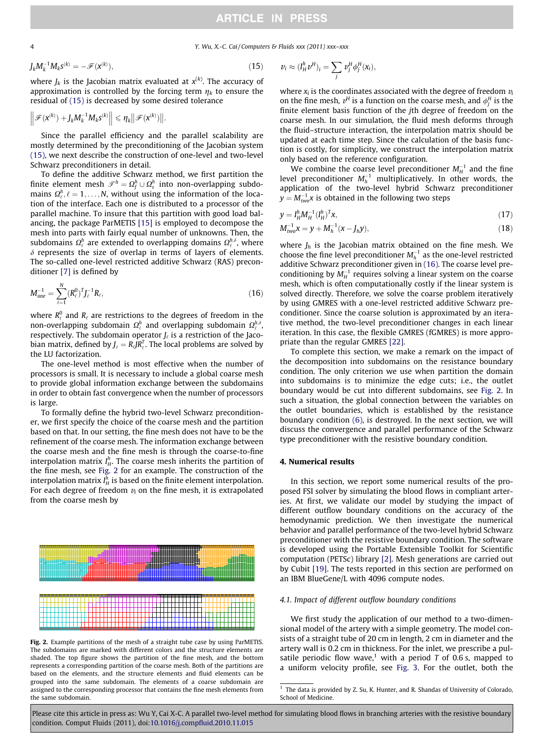$$J_k M_k^{-1} M_k s^{(k)} = -\mathscr{F}(x^{(k)}), \tag{15}$$

where $J_k$ is the Jacobian matrix evaluated at $x^{(k)}$. The accuracy of approximation is controlled by the forcing term $\eta_k$ to ensure the residual of (15) is decreased by some desired tolerance

$$\left\| \mathscr{F}(x^{(k)}) + J_k M_k^{-1} M_k s^{(k)} \right\| \leqslant \eta_k \left\| \mathscr{F}(x^{(k)}) \right\|.$$

Since the parallel efficiency and the parallel scalability are mostly determined by the preconditioning of the Jacobian system (15), we next describe the construction of one-level and two-level Schwarz preconditioners in detail.

To define the additive Schwarz method, we first partition the finite element mesh $\mathscr{T}^h = \Omega_f^h \cup \Omega_s^h$ into non-overlapping subdomains $\Omega_\ell^h, \ell = 1, \ldots, N$, without using the information of the location of the interface. Each one is distributed to a processor of the parallel machine. To insure that this partition with good load balancing, the package ParMETIS [15] is employed to decompose the mesh into parts with fairly equal number of unknowns. Then, the subdomains $\Omega_\ell^h$ are extended to overlapping domains $\Omega_\ell^{h,\delta}$, where $\delta$ represents the size of overlap in terms of layers of elements. The so-called one-level restricted additive Schwarz (RAS) preconditioner [7] is defined by

$$M_{one}^{-1} = \sum_{\ell=1}^{N} (R_\ell^0)^T J_\ell^{-1} R_\ell, \tag{16}$$

where $R_\ell^0$ and $R_\ell$ are restrictions to the degrees of freedom in the non-overlapping subdomain $\Omega_\ell^h$ and overlapping subdomain $\Omega_\ell^{h,\delta}$, respectively. The subdomain operator $J_\ell$ is a restriction of the Jacobian matrix, defined by $J_\ell = R_\ell J R_\ell^T$. The local problems are solved by the LU factorization.

The one-level method is most effective when the number of processors is small. It is necessary to include a global coarse mesh to provide global information exchange between the subdomains in order to obtain fast convergence when the number of processors is large.

To formally define the hybrid two-level Schwarz preconditioner, we first specify the choice of the coarse mesh and the partition based on that. In our setting, the fine mesh does not have to be the refinement of the coarse mesh. The information exchange between the coarse mesh and the fine mesh is through the coarse-to-fine interpolation matrix $I_H^h$. The coarse mesh inherits the partition of the fine mesh, see Fig. 2 for an example. The construction of the interpolation matrix $I_H^h$ is based on the finite element interpolation. For each degree of freedom $v_i$ on the fine mesh, it is extrapolated from the coarse mesh by

Fig. 2. Example partitions of the mesh of a straight tube case by using ParMETIS. The subdomains are marked with different colors and the structure elements are shaded. The top figure shows the partition of the fine mesh, and the bottom represents a corresponding partition of the coarse mesh. Both of the partitions are based on the elements, and the structure elements and fluid elements can be grouped into the same subdomain. The elements of a coarse subdomain are assigned to the corresponding processor that contains the fine mesh elements from the same subdomain.

$$v_i \approx (I_H^h v^H)_i = \sum_j v_j^H \phi_j^H(x_i),$$

where $x_i$ is the coordinates associated with the degree of freedom $v_i$ on the fine mesh, $v^H$ is a function on the coarse mesh, and $\phi_j^H$ is the finite element basis function of the $j$th degree of freedom on the coarse mesh. In our simulation, the fluid mesh deforms through the fluid–structure interaction, the interpolation matrix should be updated at each time step. Since the calculation of the basis function is costly, for simplicity, we construct the interpolation matrix only based on the reference configuration.

We combine the coarse level preconditioner $M_H^{-1}$ and the fine level preconditioner $M_h^{-1}$ multiplicatively. In other words, the application of the two-level hybrid Schwarz preconditioner $y = M_{two}^{-1}x$ is obtained in the following two steps

$$y = I_H^h M_H^{-1} (I_H^h)^T x, \tag{17}$$

$$M_{two}^{-1} x = y + M_h^{-1}(x - J_h y), \tag{18}$$

where $J_h$ is the Jacobian matrix obtained on the fine mesh. We choose the fine level preconditioner $M_h^{-1}$ as the one-level restricted additive Schwarz preconditioner given in (16). The coarse level preconditioning by $M_H^{-1}$ requires solving a linear system on the coarse mesh, which is often computationally costly if the linear system is solved directly. Therefore, we solve the coarse problem iteratively by using GMRES with a one-level restricted additive Schwarz preconditioner. Since the coarse solution is approximated by an iterative method, the two-level preconditioner changes in each linear iteration. In this case, the flexible GMRES (fGMRES) is more appropriate than the regular GMRES [22].

To complete this section, we make a remark on the impact of the decomposition into subdomains on the resistance boundary condition. The only criterion we use when partition the domain into subdomains is to minimize the edge cuts; i.e., the outlet boundary would be cut into different subdomains, see Fig. 2. In such a situation, the global connection between the variables on the outlet boundaries, which is established by the resistance boundary condition (6), is destroyed. In the next section, we will discuss the convergence and parallel performance of the Schwarz type preconditioner with the resistive boundary condition.

## 4. Numerical results

In this section, we report some numerical results of the proposed FSI solver by simulating the blood flows in compliant arteries. At first, we validate our model by studying the impact of different outflow boundary conditions on the accuracy of the hemodynamic prediction. We then investigate the numerical behavior and parallel performance of the two-level hybrid Schwarz preconditioner with the resistive boundary condition. The software is developed using the Portable Extensible Toolkit for Scientific computation (PETSc) library [2]. Mesh generations are carried out by Cubit [19]. The tests reported in this section are performed on an IBM BlueGene/L with 4096 compute nodes.

### 4.1. Impact of different outflow boundary conditions

We first study the application of our method to a two-dimensional model of the artery with a simple geometry. The model consists of a straight tube of 20 cm in length, 2 cm in diameter and the artery wall is 0.2 cm in thickness. For the inlet, we prescribe a pulsatile periodic flow wave,[1] with a period $T$ of 0.6 s, mapped to a uniform velocity profile, see Fig. 3. For the outlet, both the

[1] The data is provided by Z. Su, K. Hunter, and R. Shandas of University of Colorado, School of Medicine.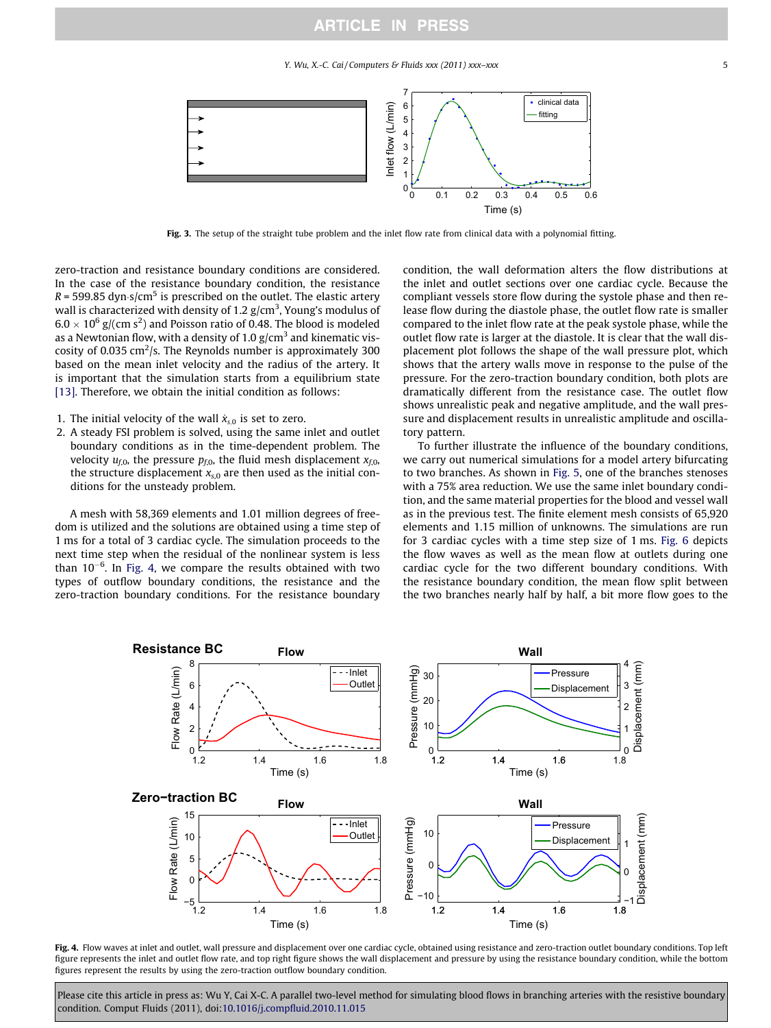Fig. 3. The setup of the straight tube problem and the inlet flow rate from clinical data with a polynomial fitting.

zero-traction and resistance boundary conditions are considered. In the case of the resistance boundary condition, the resistance $R = 599.85$ dyn·s/cm$^5$ is prescribed on the outlet. The elastic artery wall is characterized with density of 1.2 g/cm$^3$, Young's modulus of $6.0 \times 10^6$ g/(cm s$^2$) and Poisson ratio of 0.48. The blood is modeled as a Newtonian flow, with a density of 1.0 g/cm$^3$ and kinematic viscosity of 0.035 cm$^2$/s. The Reynolds number is approximately 300 based on the mean inlet velocity and the radius of the artery. It is important that the simulation starts from a equilibrium state [13]. Therefore, we obtain the initial condition as follows:

1. The initial velocity of the wall $\dot{x}_{s,0}$ is set to zero.
2. A steady FSI problem is solved, using the same inlet and outlet boundary conditions as in the time-dependent problem. The velocity $u_{f,0}$, the pressure $p_{f,0}$, the fluid mesh displacement $x_{f,0}$, the structure displacement $x_{s,0}$ are then used as the initial conditions for the unsteady problem.

A mesh with 58,369 elements and 1.01 million degrees of freedom is utilized and the solutions are obtained using a time step of 1 ms for a total of 3 cardiac cycle. The simulation proceeds to the next time step when the residual of the nonlinear system is less than $10^{-6}$. In Fig. 4, we compare the results obtained with two types of outflow boundary conditions, the resistance and the zero-traction boundary conditions. For the resistance boundary condition, the wall deformation alters the flow distributions at the inlet and outlet sections over one cardiac cycle. Because the compliant vessels store flow during the systole phase and then release flow during the diastole phase, the outlet flow rate is smaller compared to the inlet flow rate at the peak systole phase, while the outlet flow rate is larger at the diastole. It is clear that the wall displacement plot follows the shape of the wall pressure plot, which shows that the artery walls move in response to the pulse of the pressure. For the zero-traction boundary condition, both plots are dramatically different from the resistance case. The outlet flow shows unrealistic peak and negative amplitude, and the wall pressure and displacement results in unrealistic amplitude and oscillatory pattern.

To further illustrate the influence of the boundary conditions, we carry out numerical simulations for a model artery bifurcating to two branches. As shown in Fig. 5, one of the branches stenoses with a 75% area reduction. We use the same inlet boundary condition, and the same material properties for the blood and vessel wall as in the previous test. The finite element mesh consists of 65,920 elements and 1.15 million of unknowns. The simulations are run for 3 cardiac cycles with a time step size of 1 ms. Fig. 6 depicts the flow waves as well as the mean flow at outlets during one cardiac cycle for the two different boundary conditions. With the resistance boundary condition, the mean flow split between the two branches nearly half by half, a bit more flow goes to the

Fig. 4. Flow waves at inlet and outlet, wall pressure and displacement over one cardiac cycle, obtained using resistance and zero-traction outlet boundary conditions. Top left figure represents the inlet and outlet flow rate, and top right figure shows the wall displacement and pressure by using the resistance boundary condition, while the bottom figures represent the results by using the zero-traction outflow boundary condition.

Please cite this article in press as: Wu Y, Cai X-C. A parallel two-level method for simulating blood flows in branching arteries with the resistive boundary condition. Comput Fluids (2011), doi:10.1016/j.compfluid.2010.11.015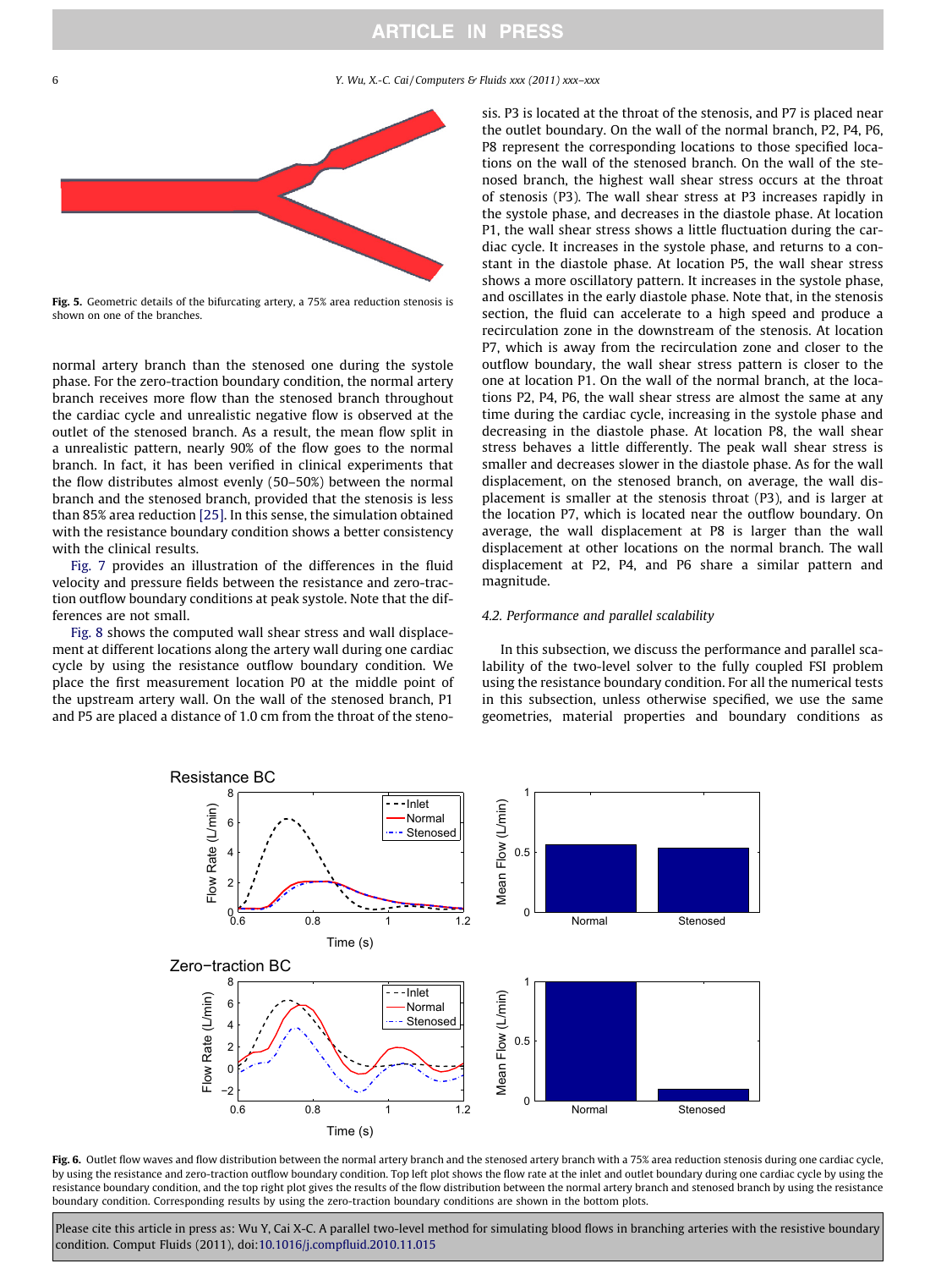Fig. 5. Geometric details of the bifurcating artery, a 75% area reduction stenosis is shown on one of the branches.

normal artery branch than the stenosed one during the systole phase. For the zero-traction boundary condition, the normal artery branch receives more flow than the stenosed branch throughout the cardiac cycle and unrealistic negative flow is observed at the outlet of the stenosed branch. As a result, the mean flow split in a unrealistic pattern, nearly 90% of the flow goes to the normal branch. In fact, it has been verified in clinical experiments that the flow distributes almost evenly (50–50%) between the normal branch and the stenosed branch, provided that the stenosis is less than 85% area reduction [25]. In this sense, the simulation obtained with the resistance boundary condition shows a better consistency with the clinical results.

Fig. 7 provides an illustration of the differences in the fluid velocity and pressure fields between the resistance and zero-traction outflow boundary conditions at peak systole. Note that the differences are not small.

Fig. 8 shows the computed wall shear stress and wall displacement at different locations along the artery wall during one cardiac cycle by using the resistance outflow boundary condition. We place the first measurement location P0 at the middle point of the upstream artery wall. On the wall of the stenosed branch, P1 and P5 are placed a distance of 1.0 cm from the throat of the stenosis. P3 is located at the throat of the stenosis, and P7 is placed near the outlet boundary. On the wall of the normal branch, P2, P4, P6, P8 represent the corresponding locations to those specified locations on the wall of the stenosed branch. On the wall of the stenosed branch, the highest wall shear stress occurs at the throat of stenosis (P3). The wall shear stress at P3 increases rapidly in the systole phase, and decreases in the diastole phase. At location P1, the wall shear stress shows a little fluctuation during the cardiac cycle. It increases in the systole phase, and returns to a constant in the diastole phase. At location P5, the wall shear stress shows a more oscillatory pattern. It increases in the systole phase, and oscillates in the early diastole phase. Note that, in the stenosis section, the fluid can accelerate to a high speed and produce a recirculation zone in the downstream of the stenosis. At location P7, which is away from the recirculation zone and closer to the outflow boundary, the wall shear stress pattern is closer to the one at location P1. On the wall of the normal branch, at the locations P2, P4, P6, the wall shear stress are almost the same at any time during the cardiac cycle, increasing in the systole phase and decreasing in the diastole phase. At location P8, the wall shear stress behaves a little differently. The peak wall shear stress is smaller and decreases slower in the diastole phase. As for the wall displacement, on the stenosed branch, on average, the wall displacement is smaller at the stenosis throat (P3), and is larger at the location P7, which is located near the outflow boundary. On average, the wall displacement at P8 is larger than the wall displacement at other locations on the normal branch. The wall displacement at P2, P4, and P6 share a similar pattern and magnitude.

### 4.2. Performance and parallel scalability

In this subsection, we discuss the performance and parallel scalability of the two-level solver to the fully coupled FSI problem using the resistance boundary condition. For all the numerical tests in this subsection, unless otherwise specified, we use the same geometries, material properties and boundary conditions as

Fig. 6. Outlet flow waves and flow distribution between the normal artery branch and the stenosed artery branch with a 75% area reduction stenosis during one cardiac cycle, by using the resistance and zero-traction outflow boundary condition. Top left plot shows the flow rate at the inlet and outlet boundary during one cardiac cycle by using the resistance boundary condition, and the top right plot gives the results of the flow distribution between the normal artery branch and stenosed branch by using the resistance boundary condition. Corresponding results by using the zero-traction boundary conditions are shown in the bottom plots.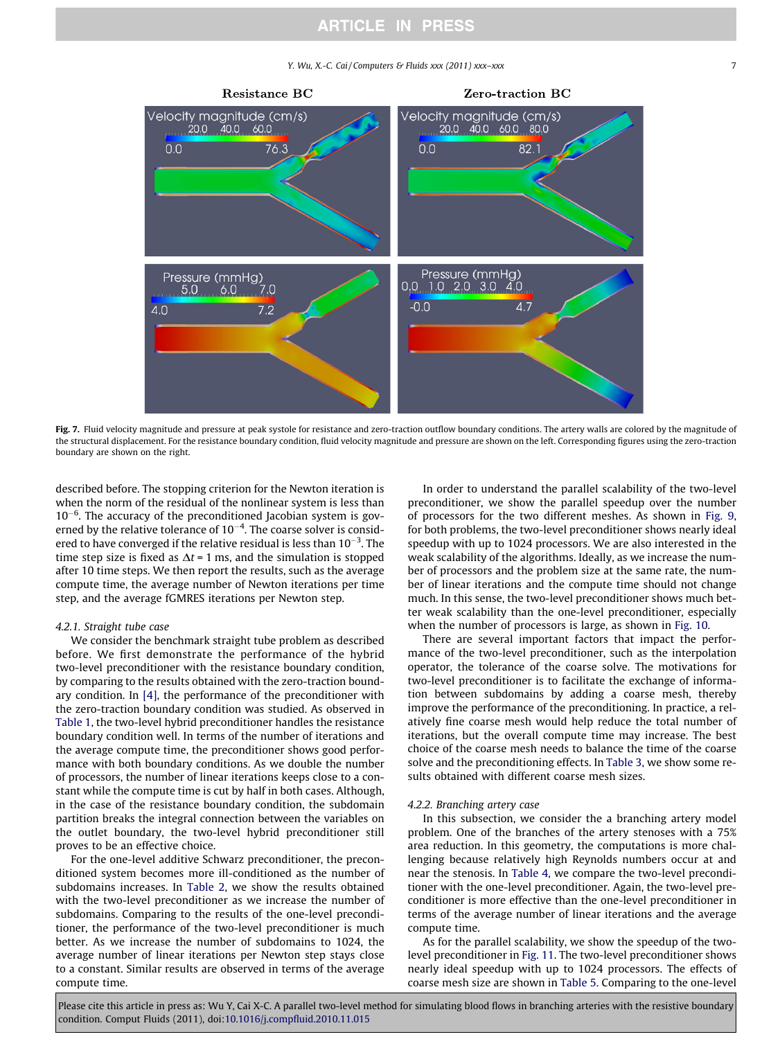**Fig. 7.** Fluid velocity magnitude and pressure at peak systole for resistance and zero-traction outflow boundary conditions. The artery walls are colored by the magnitude of the structural displacement. For the resistance boundary condition, fluid velocity magnitude and pressure are shown on the left. Corresponding figures using the zero-traction boundary are shown on the right.

described before. The stopping criterion for the Newton iteration is when the norm of the residual of the nonlinear system is less than $10^{-6}$. The accuracy of the preconditioned Jacobian system is governed by the relative tolerance of $10^{-4}$. The coarse solver is considered to have converged if the relative residual is less than $10^{-3}$. The time step size is fixed as $\Delta t = 1$ ms, and the simulation is stopped after 10 time steps. We then report the results, such as the average compute time, the average number of Newton iterations per time step, and the average fGMRES iterations per Newton step.

#### 4.2.1. Straight tube case

We consider the benchmark straight tube problem as described before. We first demonstrate the performance of the hybrid two-level preconditioner with the resistance boundary condition, by comparing to the results obtained with the zero-traction boundary condition. In [4], the performance of the preconditioner with the zero-traction boundary condition was studied. As observed in Table 1, the two-level hybrid preconditioner handles the resistance boundary condition well. In terms of the number of iterations and the average compute time, the preconditioner shows good performance with both boundary conditions. As we double the number of processors, the number of linear iterations keeps close to a constant while the compute time is cut by half in both cases. Although, in the case of the resistance boundary condition, the subdomain partition breaks the integral connection between the variables on the outlet boundary, the two-level hybrid preconditioner still proves to be an effective choice.

For the one-level additive Schwarz preconditioner, the preconditioned system becomes more ill-conditioned as the number of subdomains increases. In Table 2, we show the results obtained with the two-level preconditioner as we increase the number of subdomains. Comparing to the results of the one-level preconditioner, the performance of the two-level preconditioner is much better. As we increase the number of subdomains to 1024, the average number of linear iterations per Newton step stays close to a constant. Similar results are observed in terms of the average compute time.

In order to understand the parallel scalability of the two-level preconditioner, we show the parallel speedup over the number of processors for the two different meshes. As shown in Fig. 9, for both problems, the two-level preconditioner shows nearly ideal speedup with up to 1024 processors. We are also interested in the weak scalability of the algorithms. Ideally, as we increase the number of processors and the problem size at the same rate, the number of linear iterations and the compute time should not change much. In this sense, the two-level preconditioner shows much better weak scalability than the one-level preconditioner, especially when the number of processors is large, as shown in Fig. 10.

There are several important factors that impact the performance of the two-level preconditioner, such as the interpolation operator, the tolerance of the coarse solve. The motivations for two-level preconditioner is to facilitate the exchange of information between subdomains by adding a coarse mesh, thereby improve the performance of the preconditioning. In practice, a relatively fine coarse mesh would help reduce the total number of iterations, but the overall compute time may increase. The best choice of the coarse mesh needs to balance the time of the coarse solve and the preconditioning effects. In Table 3, we show some results obtained with different coarse mesh sizes.

#### 4.2.2. Branching artery case

In this subsection, we consider the a branching artery model problem. One of the branches of the artery stenoses with a 75% area reduction. In this geometry, the computations is more challenging because relatively high Reynolds numbers occur at and near the stenosis. In Table 4, we compare the two-level preconditioner with the one-level preconditioner. Again, the two-level preconditioner is more effective than the one-level preconditioner in terms of the average number of linear iterations and the average compute time.

As for the parallel scalability, we show the speedup of the two-level preconditioner in Fig. 11. The two-level preconditioner shows nearly ideal speedup with up to 1024 processors. The effects of coarse mesh size are shown in Table 5. Comparing to the one-level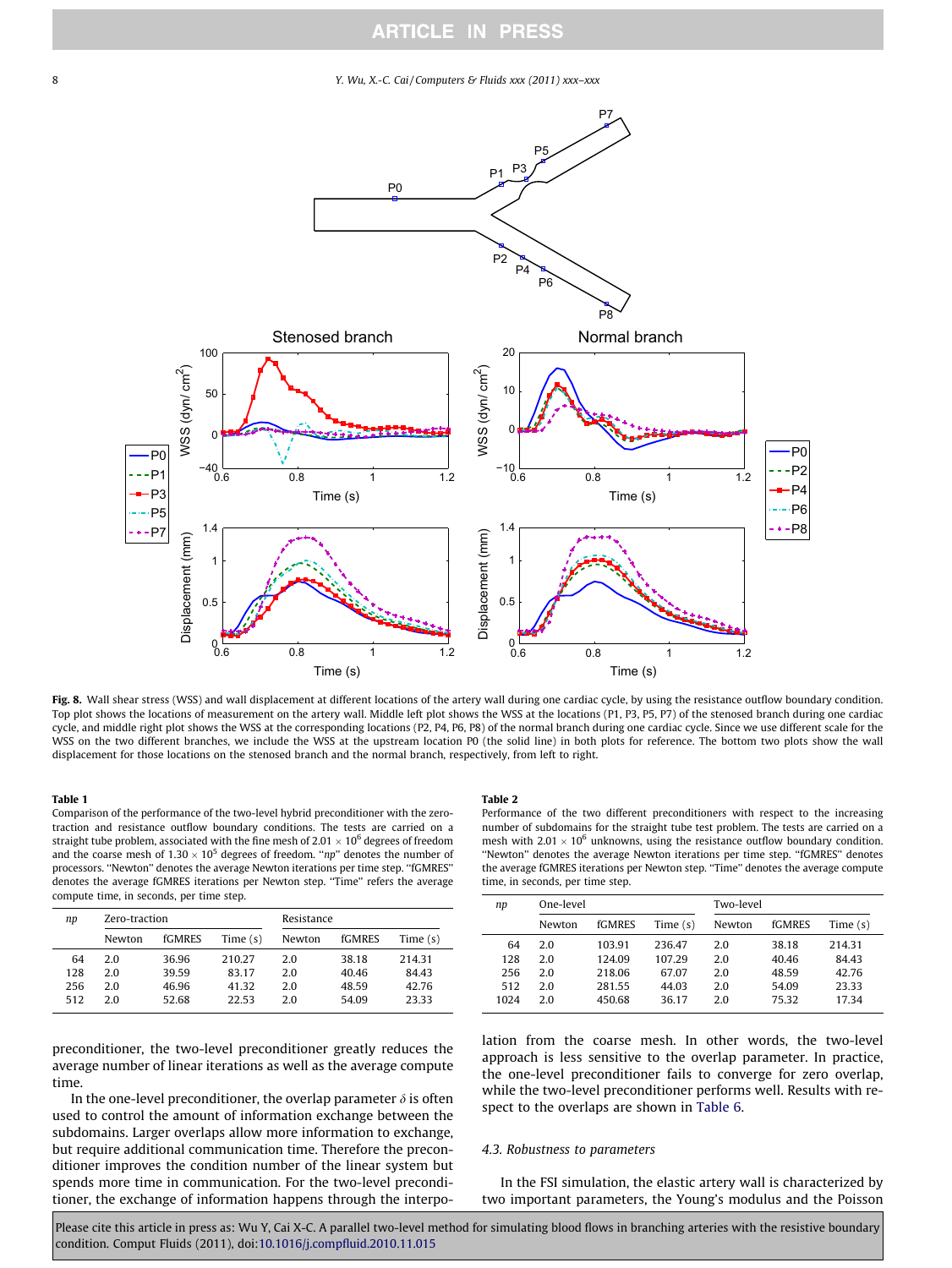**Fig. 8.** Wall shear stress (WSS) and wall displacement at different locations of the artery wall during one cardiac cycle, by using the resistance outflow boundary condition. Top plot shows the locations of measurement on the artery wall. Middle left plot shows the WSS at the locations (P1, P3, P5, P7) of the stenosed branch during one cardiac cycle, and middle right plot shows the WSS at the corresponding locations (P2, P4, P6, P8) of the normal branch during one cardiac cycle. Since we use different scale for the WSS on the two different branches, we include the WSS at the upstream location P0 (the solid line) in both plots for reference. The bottom two plots show the wall displacement for those locations on the stenosed branch and the normal branch, respectively, from left to right.

**Table 1**
Comparison of the performance of the two-level hybrid preconditioner with the zero-traction and resistance outflow boundary conditions. The tests are carried on a straight tube problem, associated with the fine mesh of $2.01 \times 10^6$ degrees of freedom and the coarse mesh of $1.30 \times 10^5$ degrees of freedom. "*np*" denotes the number of processors. "Newton" denotes the average Newton iterations per time step. "fGMRES" denotes the average fGMRES iterations per Newton step. "Time" refers the average compute time, in seconds, per time step.

| *np* | Zero-traction | | | Resistance | | |
|---|---|---|---|---|---|---|
| | Newton | fGMRES | Time (s) | Newton | fGMRES | Time (s) |
| 64 | 2.0 | 36.96 | 210.27 | 2.0 | 38.18 | 214.31 |
| 128 | 2.0 | 39.59 | 83.17 | 2.0 | 40.46 | 84.43 |
| 256 | 2.0 | 46.96 | 41.32 | 2.0 | 48.59 | 42.76 |
| 512 | 2.0 | 52.68 | 22.53 | 2.0 | 54.09 | 23.33 |

**Table 2**
Performance of the two different preconditioners with respect to the increasing number of subdomains for the straight tube test problem. The tests are carried on a mesh with $2.01 \times 10^6$ unknowns, using the resistance outflow boundary condition. "Newton" denotes the average Newton iterations per time step. "fGMRES" denotes the average fGMRES iterations per Newton step. "Time" denotes the average compute time, in seconds, per time step.

| *np* | One-level | | | Two-level | | |
|---|---|---|---|---|---|---|
| | Newton | fGMRES | Time (s) | Newton | fGMRES | Time (s) |
| 64 | 2.0 | 103.91 | 236.47 | 2.0 | 38.18 | 214.31 |
| 128 | 2.0 | 124.09 | 107.29 | 2.0 | 40.46 | 84.43 |
| 256 | 2.0 | 218.06 | 67.07 | 2.0 | 48.59 | 42.76 |
| 512 | 2.0 | 281.55 | 44.03 | 2.0 | 54.09 | 23.33 |
| 1024 | 2.0 | 450.68 | 36.17 | 2.0 | 75.32 | 17.34 |

preconditioner, the two-level preconditioner greatly reduces the average number of linear iterations as well as the average compute time.

In the one-level preconditioner, the overlap parameter $\delta$ is often used to control the amount of information exchange between the subdomains. Larger overlaps allow more information to exchange, but require additional communication time. Therefore the preconditioner improves the condition number of the linear system but spends more time in communication. For the two-level preconditioner, the exchange of information happens through the interpolation from the coarse mesh. In other words, the two-level approach is less sensitive to the overlap parameter. In practice, the one-level preconditioner fails to converge for zero overlap, while the two-level preconditioner performs well. Results with respect to the overlaps are shown in Table 6.

### 4.3. Robustness to parameters

In the FSI simulation, the elastic artery wall is characterized by two important parameters, the Young's modulus and the Poisson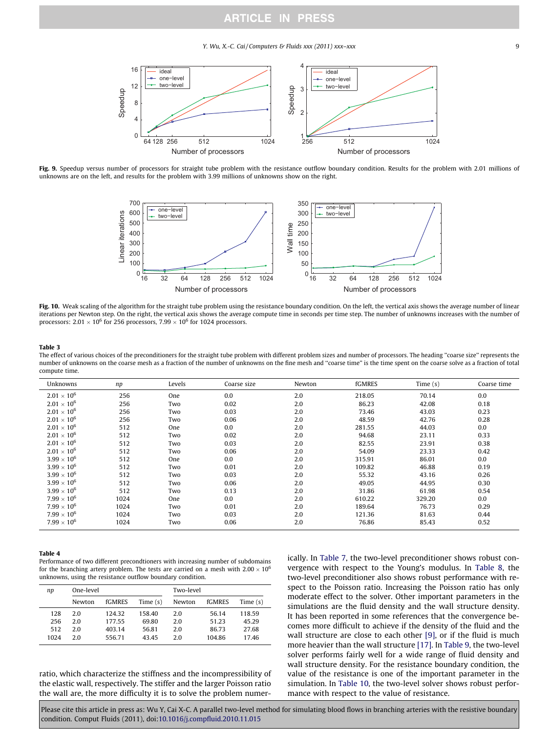**Fig. 9.** Speedup versus number of processors for straight tube problem with the resistance outflow boundary condition. Results for the problem with 2.01 millions of unknowns are on the left, and results for the problem with 3.99 millions of unknowns show on the right.

**Fig. 10.** Weak scaling of the algorithm for the straight tube problem using the resistance boundary condition. On the left, the vertical axis shows the average number of linear iterations per Newton step. On the right, the vertical axis shows the average compute time in seconds per time step. The number of unknowns increases with the number of processors: $2.01 \times 10^6$ for 256 processors, $7.99 \times 10^6$ for 1024 processors.

**Table 3**
The effect of various choices of the preconditioners for the straight tube problem with different problem sizes and number of processors. The heading "coarse size" represents the number of unknowns on the coarse mesh as a fraction of the number of unknowns on the fine mesh and "coarse time" is the time spent on the coarse solve as a fraction of total compute time.

| Unknowns | *np* | Levels | Coarse size | Newton | fGMRES | Time (s) | Coarse time |
|---|---|---|---|---|---|---|---|
| $2.01 \times 10^6$ | 256 | One | 0.0 | 2.0 | 218.05 | 70.14 | 0.0 |
| $2.01 \times 10^6$ | 256 | Two | 0.02 | 2.0 | 86.23 | 42.08 | 0.18 |
| $2.01 \times 10^6$ | 256 | Two | 0.03 | 2.0 | 73.46 | 43.03 | 0.23 |
| $2.01 \times 10^6$ | 256 | Two | 0.06 | 2.0 | 48.59 | 42.76 | 0.28 |
| $2.01 \times 10^6$ | 512 | One | 0.0 | 2.0 | 281.55 | 44.03 | 0.0 |
| $2.01 \times 10^6$ | 512 | Two | 0.02 | 2.0 | 94.68 | 23.11 | 0.33 |
| $2.01 \times 10^6$ | 512 | Two | 0.03 | 2.0 | 82.55 | 23.91 | 0.38 |
| $2.01 \times 10^6$ | 512 | Two | 0.06 | 2.0 | 54.09 | 23.33 | 0.42 |
| $3.99 \times 10^6$ | 512 | One | 0.0 | 2.0 | 315.91 | 86.01 | 0.0 |
| $3.99 \times 10^6$ | 512 | Two | 0.01 | 2.0 | 109.82 | 46.88 | 0.19 |
| $3.99 \times 10^6$ | 512 | Two | 0.03 | 2.0 | 55.32 | 43.16 | 0.26 |
| $3.99 \times 10^6$ | 512 | Two | 0.06 | 2.0 | 49.05 | 44.95 | 0.30 |
| $3.99 \times 10^6$ | 512 | Two | 0.13 | 2.0 | 31.86 | 61.98 | 0.54 |
| $7.99 \times 10^6$ | 1024 | One | 0.0 | 2.0 | 610.22 | 329.20 | 0.0 |
| $7.99 \times 10^6$ | 1024 | Two | 0.01 | 2.0 | 189.64 | 76.73 | 0.29 |
| $7.99 \times 10^6$ | 1024 | Two | 0.03 | 2.0 | 121.36 | 81.63 | 0.44 |
| $7.99 \times 10^6$ | 1024 | Two | 0.06 | 2.0 | 76.86 | 85.43 | 0.52 |

**Table 4**
Performance of two different precondtioners with increasing number of subdomains for the branching artery problem. The tests are carried on a mesh with $2.00 \times 10^6$ unknowns, using the resistance outflow boundary condition.

| *np* | One-level | | | Two-level | | |
|---|---|---|---|---|---|---|
| | Newton | fGMRES | Time (s) | Newton | fGMRES | Time (s) |
| 128 | 2.0 | 124.32 | 158.40 | 2.0 | 56.14 | 118.59 |
| 256 | 2.0 | 177.55 | 69.80 | 2.0 | 51.23 | 45.29 |
| 512 | 2.0 | 403.14 | 56.81 | 2.0 | 86.73 | 27.68 |
| 1024 | 2.0 | 556.71 | 43.45 | 2.0 | 104.86 | 17.46 |

ratio, which characterize the stiffness and the incompressibility of the elastic wall, respectively. The stiffer and the larger Poisson ratio the wall are, the more difficulty it is to solve the problem numerically. In Table 7, the two-level preconditioner shows robust convergence with respect to the Young's modulus. In Table 8, the two-level preconditioner also shows robust performance with respect to the Poisson ratio. Increasing the Poisson ratio has only moderate effect to the solver. Other important parameters in the simulations are the fluid density and the wall structure density. It has been reported in some references that the convergence becomes more difficult to achieve if the density of the fluid and the wall structure are close to each other [9], or if the fluid is much more heavier than the wall structure [17]. In Table 9, the two-level solver performs fairly well for a wide range of fluid density and wall structure density. For the resistance boundary condition, the value of the resistance is one of the important parameter in the simulation. In Table 10, the two-level solver shows robust performance with respect to the value of resistance.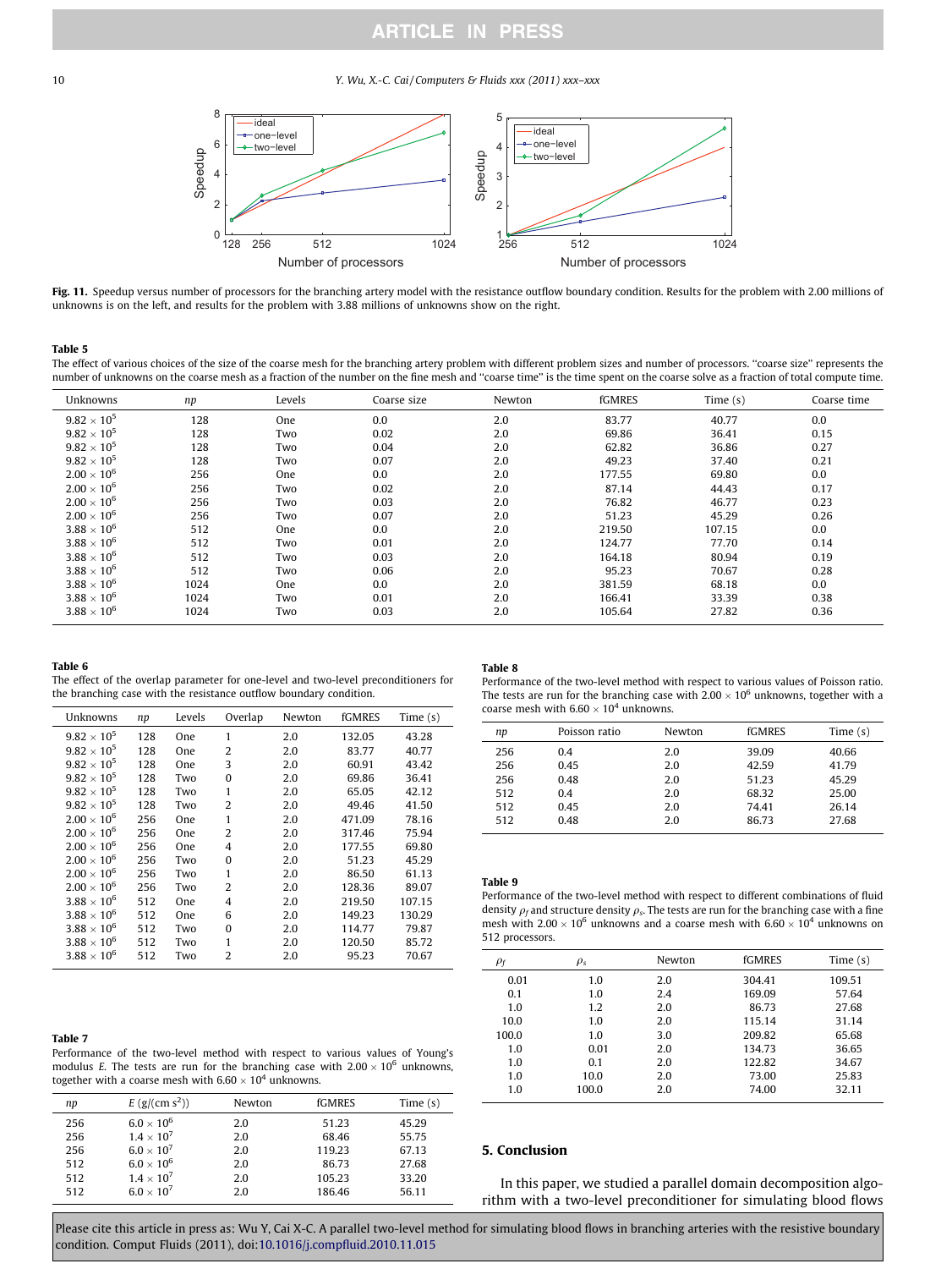**Fig. 11.** Speedup versus number of processors for the branching artery model with the resistance outflow boundary condition. Results for the problem with 2.00 millions of unknowns is on the left, and results for the problem with 3.88 millions of unknowns show on the right.

**Table 5**
The effect of various choices of the size of the coarse mesh for the branching artery problem with different problem sizes and number of processors. "coarse size" represents the number of unknowns on the coarse mesh as a fraction of the number on the fine mesh and "coarse time" is the time spent on the coarse solve as a fraction of total compute time.

| Unknowns | *np* | Levels | Coarse size | Newton | fGMRES | Time (s) | Coarse time |
|---|---|---|---|---|---|---|---|
| $9.82 \times 10^5$ | 128 | One | 0.0 | 2.0 | 83.77 | 40.77 | 0.0 |
| $9.82 \times 10^5$ | 128 | Two | 0.02 | 2.0 | 69.86 | 36.41 | 0.15 |
| $9.82 \times 10^5$ | 128 | Two | 0.04 | 2.0 | 62.82 | 36.86 | 0.27 |
| $9.82 \times 10^5$ | 128 | Two | 0.07 | 2.0 | 49.23 | 37.40 | 0.21 |
| $2.00 \times 10^6$ | 256 | One | 0.0 | 2.0 | 177.55 | 69.80 | 0.0 |
| $2.00 \times 10^6$ | 256 | Two | 0.02 | 2.0 | 87.14 | 44.43 | 0.17 |
| $2.00 \times 10^6$ | 256 | Two | 0.03 | 2.0 | 76.82 | 46.77 | 0.23 |
| $2.00 \times 10^6$ | 256 | Two | 0.07 | 2.0 | 51.23 | 45.29 | 0.26 |
| $3.88 \times 10^6$ | 512 | One | 0.0 | 2.0 | 219.50 | 107.15 | 0.0 |
| $3.88 \times 10^6$ | 512 | Two | 0.01 | 2.0 | 124.77 | 77.70 | 0.14 |
| $3.88 \times 10^6$ | 512 | Two | 0.03 | 2.0 | 164.18 | 80.94 | 0.19 |
| $3.88 \times 10^6$ | 512 | Two | 0.06 | 2.0 | 95.23 | 70.67 | 0.28 |
| $3.88 \times 10^6$ | 1024 | One | 0.0 | 2.0 | 381.59 | 68.18 | 0.0 |
| $3.88 \times 10^6$ | 1024 | Two | 0.01 | 2.0 | 166.41 | 33.39 | 0.38 |
| $3.88 \times 10^6$ | 1024 | Two | 0.03 | 2.0 | 105.64 | 27.82 | 0.36 |

**Table 6**
The effect of the overlap parameter for one-level and two-level preconditioners for the branching case with the resistance outflow boundary condition.

| Unknowns | *np* | Levels | Overlap | Newton | fGMRES | Time (s) |
|---|---|---|---|---|---|---|
| $9.82 \times 10^5$ | 128 | One | 1 | 2.0 | 132.05 | 43.28 |
| $9.82 \times 10^5$ | 128 | One | 2 | 2.0 | 83.77 | 40.77 |
| $9.82 \times 10^5$ | 128 | One | 3 | 2.0 | 60.91 | 43.42 |
| $9.82 \times 10^5$ | 128 | Two | 0 | 2.0 | 69.86 | 36.41 |
| $9.82 \times 10^5$ | 128 | Two | 1 | 2.0 | 65.05 | 42.12 |
| $9.82 \times 10^5$ | 128 | Two | 2 | 2.0 | 49.46 | 41.50 |
| $2.00 \times 10^6$ | 256 | One | 1 | 2.0 | 471.09 | 78.16 |
| $2.00 \times 10^6$ | 256 | One | 2 | 2.0 | 317.46 | 75.94 |
| $2.00 \times 10^6$ | 256 | One | 4 | 2.0 | 177.55 | 69.80 |
| $2.00 \times 10^6$ | 256 | Two | 0 | 2.0 | 51.23 | 45.29 |
| $2.00 \times 10^6$ | 256 | Two | 1 | 2.0 | 86.50 | 61.13 |
| $2.00 \times 10^6$ | 256 | Two | 2 | 2.0 | 128.36 | 89.07 |
| $3.88 \times 10^6$ | 512 | One | 4 | 2.0 | 219.50 | 107.15 |
| $3.88 \times 10^6$ | 512 | One | 6 | 2.0 | 149.23 | 130.29 |
| $3.88 \times 10^6$ | 512 | Two | 0 | 2.0 | 114.77 | 79.87 |
| $3.88 \times 10^6$ | 512 | Two | 1 | 2.0 | 120.50 | 85.72 |
| $3.88 \times 10^6$ | 512 | Two | 2 | 2.0 | 95.23 | 70.67 |

**Table 7**
Performance of the two-level method with respect to various values of Young's modulus $E$. The tests are run for the branching case with $2.00 \times 10^6$ unknowns, together with a coarse mesh with $6.60 \times 10^4$ unknowns.

| *np* | $E$ (g/(cm s$^2$)) | Newton | fGMRES | Time (s) |
|---|---|---|---|---|
| 256 | $6.0 \times 10^6$ | 2.0 | 51.23 | 45.29 |
| 256 | $1.4 \times 10^7$ | 2.0 | 68.46 | 55.75 |
| 256 | $6.0 \times 10^7$ | 2.0 | 119.23 | 67.13 |
| 512 | $6.0 \times 10^6$ | 2.0 | 86.73 | 27.68 |
| 512 | $1.4 \times 10^7$ | 2.0 | 105.23 | 33.20 |
| 512 | $6.0 \times 10^7$ | 2.0 | 186.46 | 56.11 |

**Table 8**
Performance of the two-level method with respect to various values of Poisson ratio. The tests are run for the branching case with $2.00 \times 10^6$ unknowns, together with a coarse mesh with $6.60 \times 10^4$ unknowns.

| *np* | Poisson ratio | Newton | fGMRES | Time (s) |
|---|---|---|---|---|
| 256 | 0.4 | 2.0 | 39.09 | 40.66 |
| 256 | 0.45 | 2.0 | 42.59 | 41.79 |
| 256 | 0.48 | 2.0 | 51.23 | 45.29 |
| 512 | 0.4 | 2.0 | 68.32 | 25.00 |
| 512 | 0.45 | 2.0 | 74.41 | 26.14 |
| 512 | 0.48 | 2.0 | 86.73 | 27.68 |

**Table 9**
Performance of the two-level method with respect to different combinations of fluid density $\rho_f$ and structure density $\rho_s$. The tests are run for the branching case with a fine mesh with $2.00 \times 10^6$ unknowns and a coarse mesh with $6.60 \times 10^4$ unknowns on 512 processors.

| $\rho_f$ | $\rho_s$ | Newton | fGMRES | Time (s) |
|---|---|---|---|---|
| 0.01 | 1.0 | 2.0 | 304.41 | 109.51 |
| 0.1 | 1.0 | 2.4 | 169.09 | 57.64 |
| 1.0 | 1.2 | 2.0 | 86.73 | 27.68 |
| 10.0 | 1.0 | 2.0 | 115.14 | 31.14 |
| 100.0 | 1.0 | 3.0 | 209.82 | 65.68 |
| 1.0 | 0.01 | 2.0 | 134.73 | 36.65 |
| 1.0 | 0.1 | 2.0 | 122.82 | 34.67 |
| 1.0 | 10.0 | 2.0 | 73.00 | 25.83 |
| 1.0 | 100.0 | 2.0 | 74.00 | 32.11 |

## 5. Conclusion

In this paper, we studied a parallel domain decomposition algorithm with a two-level preconditioner for simulating blood flows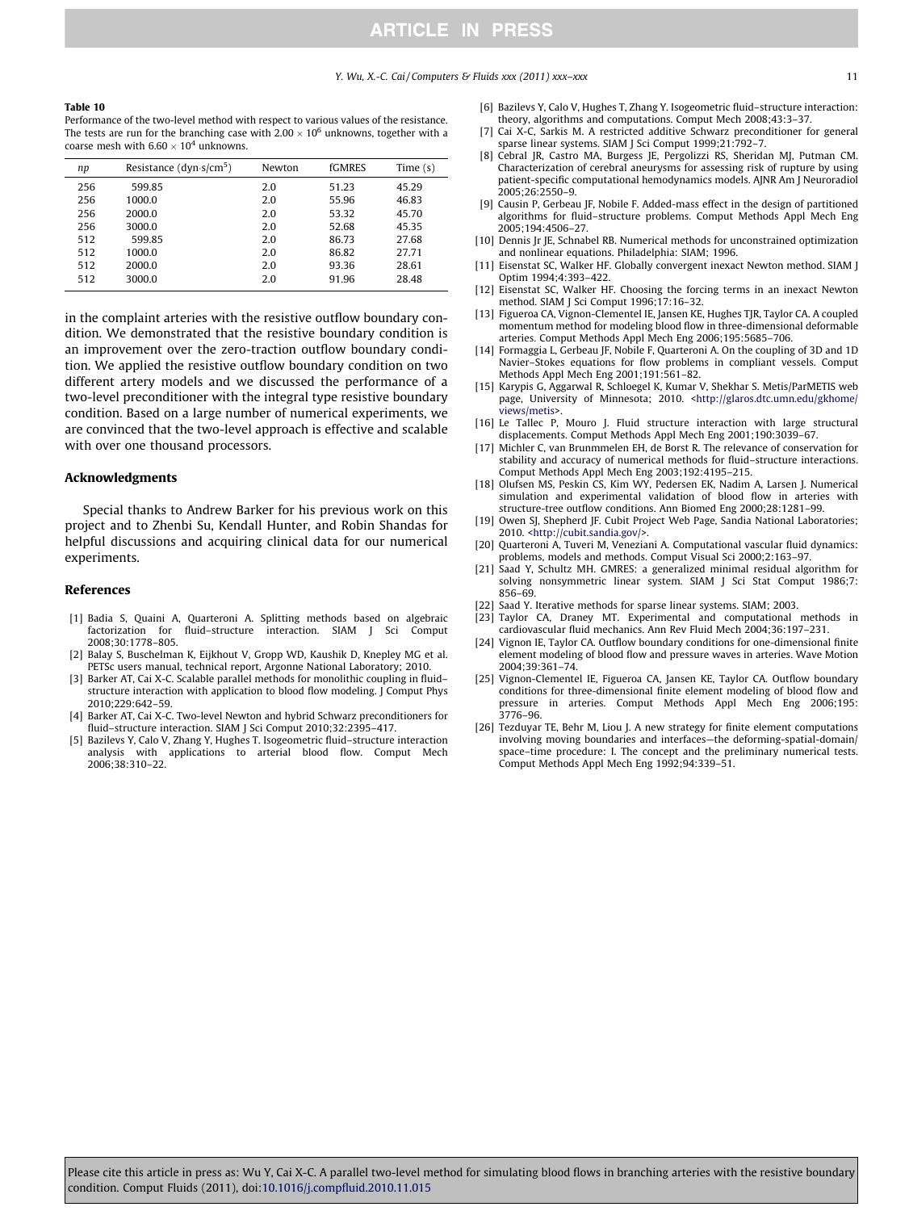**Table 10**
Performance of the two-level method with respect to various values of the resistance. The tests are run for the branching case with $2.00 \times 10^6$ unknowns, together with a coarse mesh with $6.60 \times 10^4$ unknowns.

| *np* | Resistance (dyn·s/cm$^5$) | Newton | fGMRES | Time (s) |
|---|---|---|---|---|
| 256 | 599.85 | 2.0 | 51.23 | 45.29 |
| 256 | 1000.0 | 2.0 | 55.96 | 46.83 |
| 256 | 2000.0 | 2.0 | 53.32 | 45.70 |
| 256 | 3000.0 | 2.0 | 52.68 | 45.35 |
| 512 | 599.85 | 2.0 | 86.73 | 27.68 |
| 512 | 1000.0 | 2.0 | 86.82 | 27.71 |
| 512 | 2000.0 | 2.0 | 93.36 | 28.61 |
| 512 | 3000.0 | 2.0 | 91.96 | 28.48 |

in the complaint arteries with the resistive outflow boundary condition. We demonstrated that the resistive boundary condition is an improvement over the zero-traction outflow boundary condition. We applied the resistive outflow boundary condition on two different artery models and we discussed the performance of a two-level preconditioner with the integral type resistive boundary condition. Based on a large number of numerical experiments, we are convinced that the two-level approach is effective and scalable with over one thousand processors.

## Acknowledgments

Special thanks to Andrew Barker for his previous work on this project and to Zhenbi Su, Kendall Hunter, and Robin Shandas for helpful discussions and acquiring clinical data for our numerical experiments.

## References

[1] Badia S, Quaini A, Quarteroni A. Splitting methods based on algebraic factorization for fluid–structure interaction. SIAM J Sci Comput 2008;30:1778–805.

[2] Balay S, Buschelman K, Eijkhout V, Gropp WD, Kaushik D, Knepley MG et al. PETSc users manual, technical report, Argonne National Laboratory; 2010.

[3] Barker AT, Cai X-C. Scalable parallel methods for monolithic coupling in fluid–structure interaction with application to blood flow modeling. J Comput Phys 2010;229:642–59.

[4] Barker AT, Cai X-C. Two-level Newton and hybrid Schwarz preconditioners for fluid–structure interaction. SIAM J Sci Comput 2010;32:2395–417.

[5] Bazilevs Y, Calo V, Zhang Y, Hughes T. Isogeometric fluid–structure interaction analysis with applications to arterial blood flow. Comput Mech 2006;38:310–22.

[6] Bazilevs Y, Calo V, Hughes T, Zhang Y. Isogeometric fluid–structure interaction: theory, algorithms and computations. Comput Mech 2008;43:3–37.

[7] Cai X-C, Sarkis M. A restricted additive Schwarz preconditioner for general sparse linear systems. SIAM J Sci Comput 1999;21:792–7.

[8] Cebral JR, Castro MA, Burgess JE, Pergolizzi RS, Sheridan MJ, Putman CM. Characterization of cerebral aneurysms for assessing risk of rupture by using patient-specific computational hemodynamics models. AJNR Am J Neuroradiol 2005;26:2550–9.

[9] Causin P, Gerbeau JF, Nobile F. Added-mass effect in the design of partitioned algorithms for fluid–structure problems. Comput Methods Appl Mech Eng 2005;194:4506–27.

[10] Dennis Jr JE, Schnabel RB. Numerical methods for unconstrained optimization and nonlinear equations. Philadelphia: SIAM; 1996.

[11] Eisenstat SC, Walker HF. Globally convergent inexact Newton method. SIAM J Optim 1994;4:393–422.

[12] Eisenstat SC, Walker HF. Choosing the forcing terms in an inexact Newton method. SIAM J Sci Comput 1996;17:16–32.

[13] Figueroa CA, Vignon-Clementel IE, Jansen KE, Hughes TJR, Taylor CA. A coupled momentum method for modeling blood flow in three-dimensional deformable arteries. Comput Methods Appl Mech Eng 2006;195:5685–706.

[14] Formaggia L, Gerbeau JF, Nobile F, Quarteroni A. On the coupling of 3D and 1D Navier–Stokes equations for flow problems in compliant vessels. Comput Methods Appl Mech Eng 2001;191:561–82.

[15] Karypis G, Aggarwal R, Schloegel K, Kumar V, Shekhar S. Metis/ParMETIS web page, University of Minnesota; 2010. <http://glaros.dtc.umn.edu/gkhome/views/metis>.

[16] Le Tallec P, Mouro J. Fluid structure interaction with large structural displacements. Comput Methods Appl Mech Eng 2001;190:3039–67.

[17] Michler C, van Brunmmelen EH, de Borst R. The relevance of conservation for stability and accuracy of numerical methods for fluid–structure interactions. Comput Methods Appl Mech Eng 2003;192:4195–215.

[18] Olufsen MS, Peskin CS, Kim WY, Pedersen EK, Nadim A, Larsen J. Numerical simulation and experimental validation of blood flow in arteries with structure-tree outflow conditions. Ann Biomed Eng 2000;28:1281–99.

[19] Owen SJ, Shepherd JF. Cubit Project Web Page, Sandia National Laboratories; 2010. <http://cubit.sandia.gov/>.

[20] Quarteroni A, Tuveri M, Veneziani A. Computational vascular fluid dynamics: problems, models and methods. Comput Visual Sci 2000;2:163–97.

[21] Saad Y, Schultz MH. GMRES: a generalized minimal residual algorithm for solving nonsymmetric linear system. SIAM J Sci Stat Comput 1986;7:856–69.

[22] Saad Y. Iterative methods for sparse linear systems. SIAM; 2003.

[23] Taylor CA, Draney MT. Experimental and computational methods in cardiovascular fluid mechanics. Ann Rev Fluid Mech 2004;36:197–231.

[24] Vignon IE, Taylor CA. Outflow boundary conditions for one-dimensional finite element modeling of blood flow and pressure waves in arteries. Wave Motion 2004;39:361–74.

[25] Vignon-Clementel IE, Figueroa CA, Jansen KE, Taylor CA. Outflow boundary conditions for three-dimensional finite element modeling of blood flow and pressure in arteries. Comput Methods Appl Mech Eng 2006;195:3776–96.

[26] Tezduyar TE, Behr M, Liou J. A new strategy for finite element computations involving moving boundaries and interfaces—the deforming-spatial-domain/space–time procedure: I. The concept and the preliminary numerical tests. Comput Methods Appl Mech Eng 1992;94:339–51.